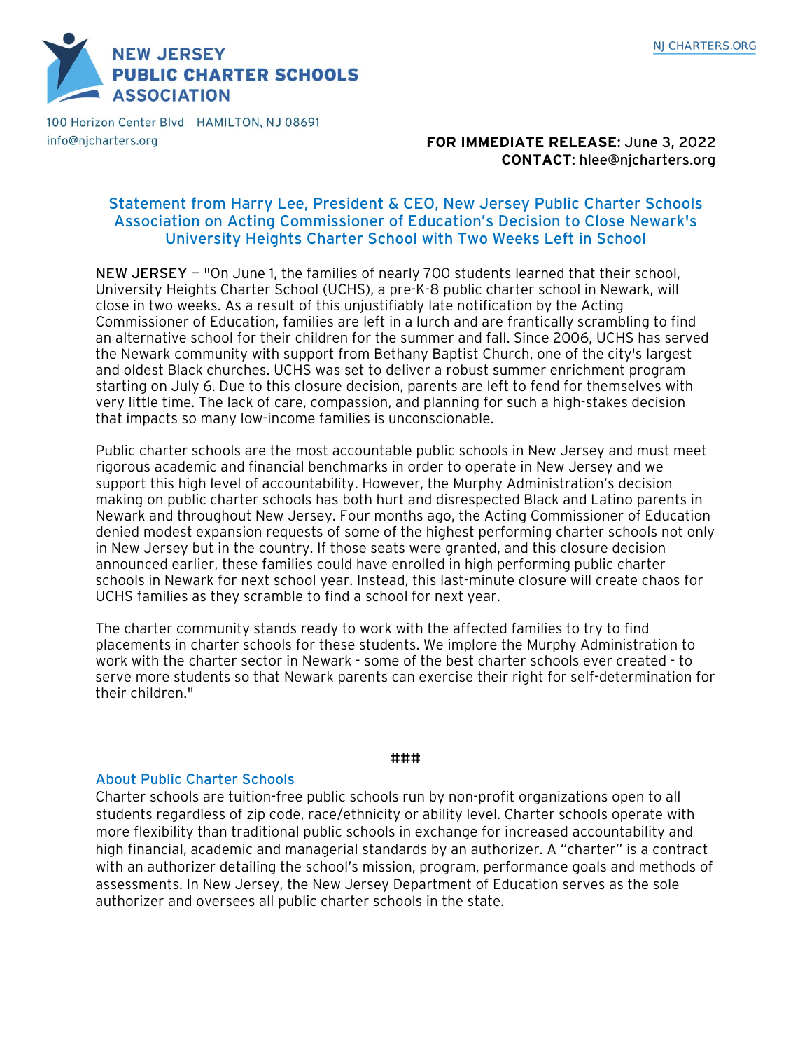**NEW JERSEY PUBLIC CHARTER SCHOOLS ASSOCIATION**

NJ CHARTERS.ORG

100 Horizon Center Blvd HAMILTON, NJ 08691
info@njcharters.org

**FOR IMMEDIATE RELEASE:** June 3, 2022
**CONTACT:** hlee@njcharters.org

## Statement from Harry Lee, President & CEO, New Jersey Public Charter Schools Association on Acting Commissioner of Education's Decision to Close Newark's University Heights Charter School with Two Weeks Left in School

NEW JERSEY — "On June 1, the families of nearly 700 students learned that their school, University Heights Charter School (UCHS), a pre-K-8 public charter school in Newark, will close in two weeks. As a result of this unjustifiably late notification by the Acting Commissioner of Education, families are left in a lurch and are frantically scrambling to find an alternative school for their children for the summer and fall. Since 2006, UCHS has served the Newark community with support from Bethany Baptist Church, one of the city's largest and oldest Black churches. UCHS was set to deliver a robust summer enrichment program starting on July 6. Due to this closure decision, parents are left to fend for themselves with very little time. The lack of care, compassion, and planning for such a high-stakes decision that impacts so many low-income families is unconscionable.

Public charter schools are the most accountable public schools in New Jersey and must meet rigorous academic and financial benchmarks in order to operate in New Jersey and we support this high level of accountability. However, the Murphy Administration's decision making on public charter schools has both hurt and disrespected Black and Latino parents in Newark and throughout New Jersey. Four months ago, the Acting Commissioner of Education denied modest expansion requests of some of the highest performing charter schools not only in New Jersey but in the country. If those seats were granted, and this closure decision announced earlier, these families could have enrolled in high performing public charter schools in Newark for next school year. Instead, this last-minute closure will create chaos for UCHS families as they scramble to find a school for next year.

The charter community stands ready to work with the affected families to try to find placements in charter schools for these students. We implore the Murphy Administration to work with the charter sector in Newark - some of the best charter schools ever created - to serve more students so that Newark parents can exercise their right for self-determination for their children."

###

### About Public Charter Schools

Charter schools are tuition-free public schools run by non-profit organizations open to all students regardless of zip code, race/ethnicity or ability level. Charter schools operate with more flexibility than traditional public schools in exchange for increased accountability and high financial, academic and managerial standards by an authorizer. A "charter" is a contract with an authorizer detailing the school's mission, program, performance goals and methods of assessments. In New Jersey, the New Jersey Department of Education serves as the sole authorizer and oversees all public charter schools in the state.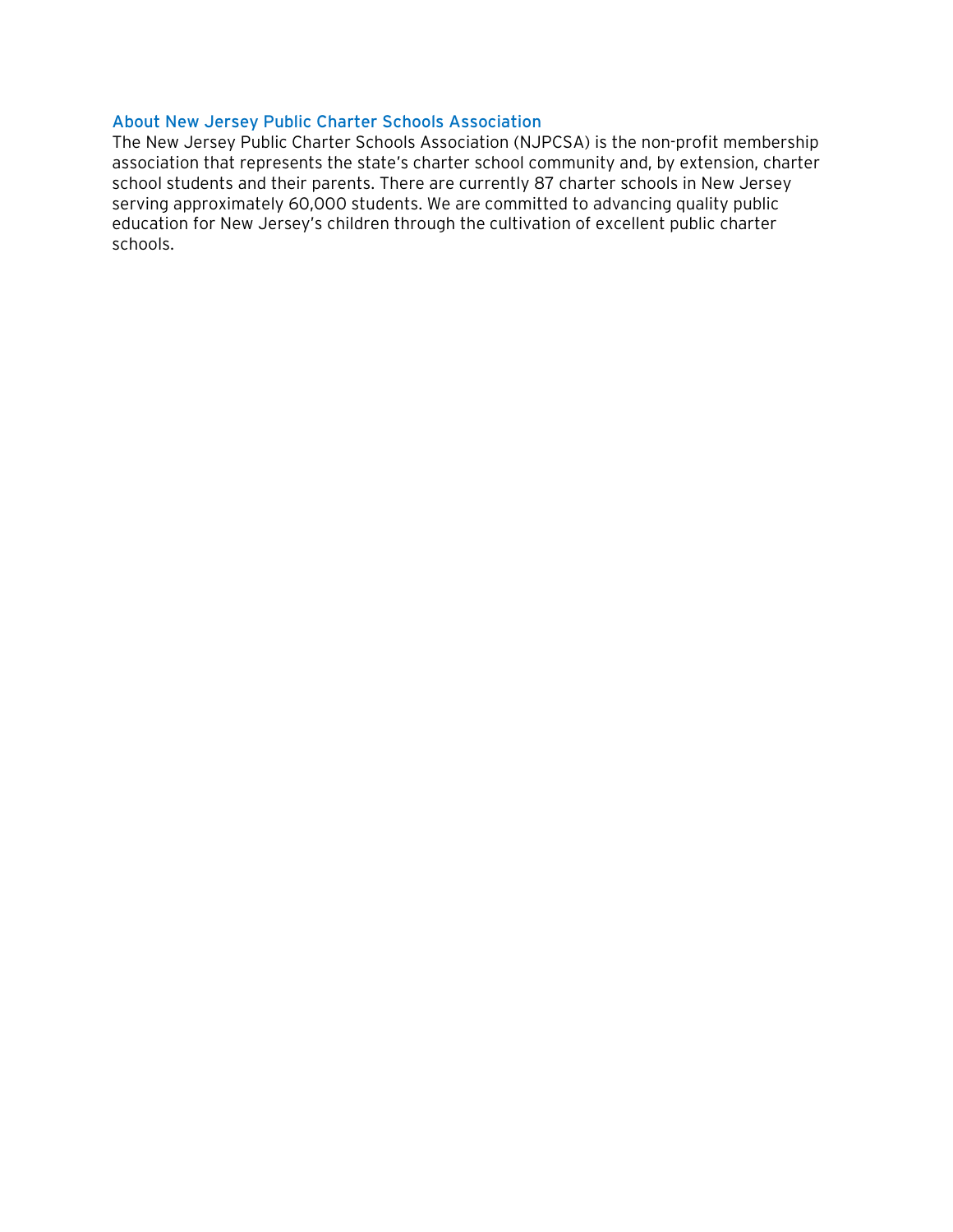## About New Jersey Public Charter Schools Association

The New Jersey Public Charter Schools Association (NJPCSA) is the non-profit membership association that represents the state's charter school community and, by extension, charter school students and their parents. There are currently 87 charter schools in New Jersey serving approximately 60,000 students. We are committed to advancing quality public education for New Jersey's children through the cultivation of excellent public charter schools.